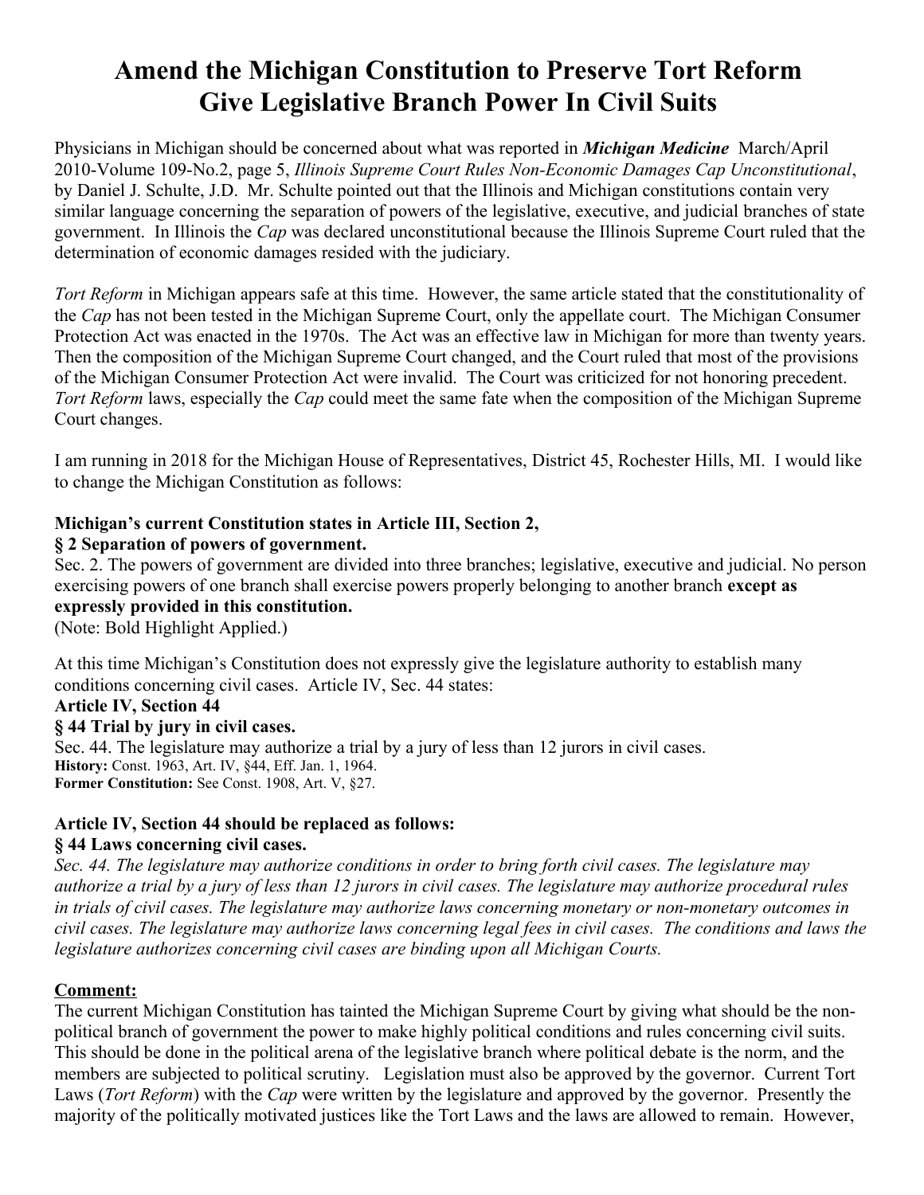# Amend the Michigan Constitution to Preserve Tort Reform Give Legislative Branch Power In Civil Suits

Physicians in Michigan should be concerned about what was reported in ***Michigan Medicine*** March/April 2010-Volume 109-No.2, page 5, *Illinois Supreme Court Rules Non-Economic Damages Cap Unconstitutional*, by Daniel J. Schulte, J.D. Mr. Schulte pointed out that the Illinois and Michigan constitutions contain very similar language concerning the separation of powers of the legislative, executive, and judicial branches of state government. In Illinois the *Cap* was declared unconstitutional because the Illinois Supreme Court ruled that the determination of economic damages resided with the judiciary.

*Tort Reform* in Michigan appears safe at this time. However, the same article stated that the constitutionality of the *Cap* has not been tested in the Michigan Supreme Court, only the appellate court. The Michigan Consumer Protection Act was enacted in the 1970s. The Act was an effective law in Michigan for more than twenty years. Then the composition of the Michigan Supreme Court changed, and the Court ruled that most of the provisions of the Michigan Consumer Protection Act were invalid. The Court was criticized for not honoring precedent. *Tort Reform* laws, especially the *Cap* could meet the same fate when the composition of the Michigan Supreme Court changes.

I am running in 2018 for the Michigan House of Representatives, District 45, Rochester Hills, MI. I would like to change the Michigan Constitution as follows:

**Michigan's current Constitution states in Article III, Section 2,**
**§ 2 Separation of powers of government.**

Sec. 2. The powers of government are divided into three branches; legislative, executive and judicial. No person exercising powers of one branch shall exercise powers properly belonging to another branch **except as expressly provided in this constitution.**
(Note: Bold Highlight Applied.)

At this time Michigan's Constitution does not expressly give the legislature authority to establish many conditions concerning civil cases. Article IV, Sec. 44 states:

**Article IV, Section 44**
**§ 44 Trial by jury in civil cases.**

Sec. 44. The legislature may authorize a trial by a jury of less than 12 jurors in civil cases.
**History:** Const. 1963, Art. IV, §44, Eff. Jan. 1, 1964.
**Former Constitution:** See Const. 1908, Art. V, §27.

**Article IV, Section 44 should be replaced as follows:**
**§ 44 Laws concerning civil cases.**

*Sec. 44. The legislature may authorize conditions in order to bring forth civil cases. The legislature may authorize a trial by a jury of less than 12 jurors in civil cases. The legislature may authorize procedural rules in trials of civil cases. The legislature may authorize laws concerning monetary or non-monetary outcomes in civil cases. The legislature may authorize laws concerning legal fees in civil cases. The conditions and laws the legislature authorizes concerning civil cases are binding upon all Michigan Courts.*

**<u>Comment:</u>**

The current Michigan Constitution has tainted the Michigan Supreme Court by giving what should be the non-political branch of government the power to make highly political conditions and rules concerning civil suits. This should be done in the political arena of the legislative branch where political debate is the norm, and the members are subjected to political scrutiny. Legislation must also be approved by the governor. Current Tort Laws (*Tort Reform*) with the *Cap* were written by the legislature and approved by the governor. Presently the majority of the politically motivated justices like the Tort Laws and the laws are allowed to remain. However,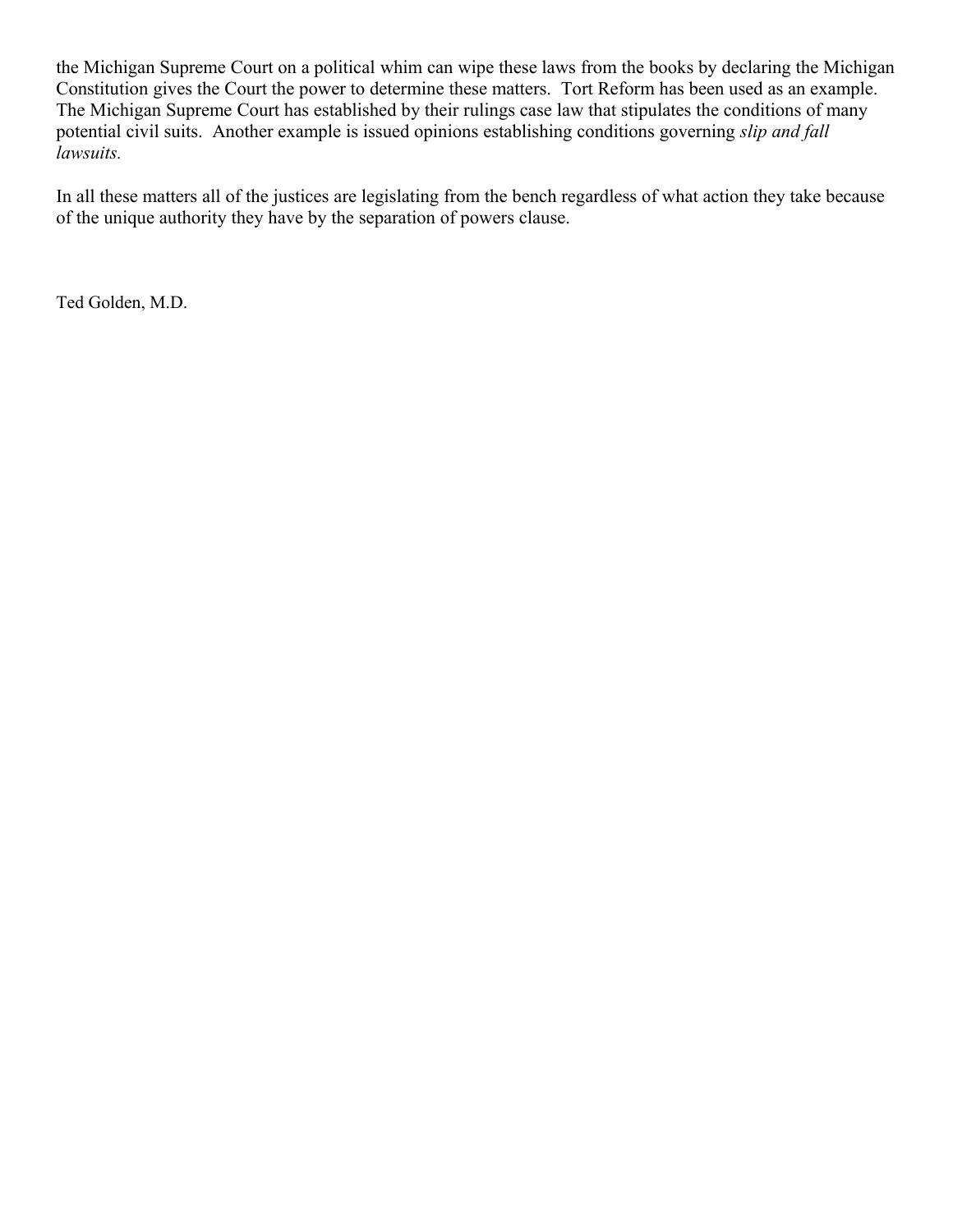the Michigan Supreme Court on a political whim can wipe these laws from the books by declaring the Michigan Constitution gives the Court the power to determine these matters. Tort Reform has been used as an example. The Michigan Supreme Court has established by their rulings case law that stipulates the conditions of many potential civil suits. Another example is issued opinions establishing conditions governing *slip and fall lawsuits.*

In all these matters all of the justices are legislating from the bench regardless of what action they take because of the unique authority they have by the separation of powers clause.

Ted Golden, M.D.